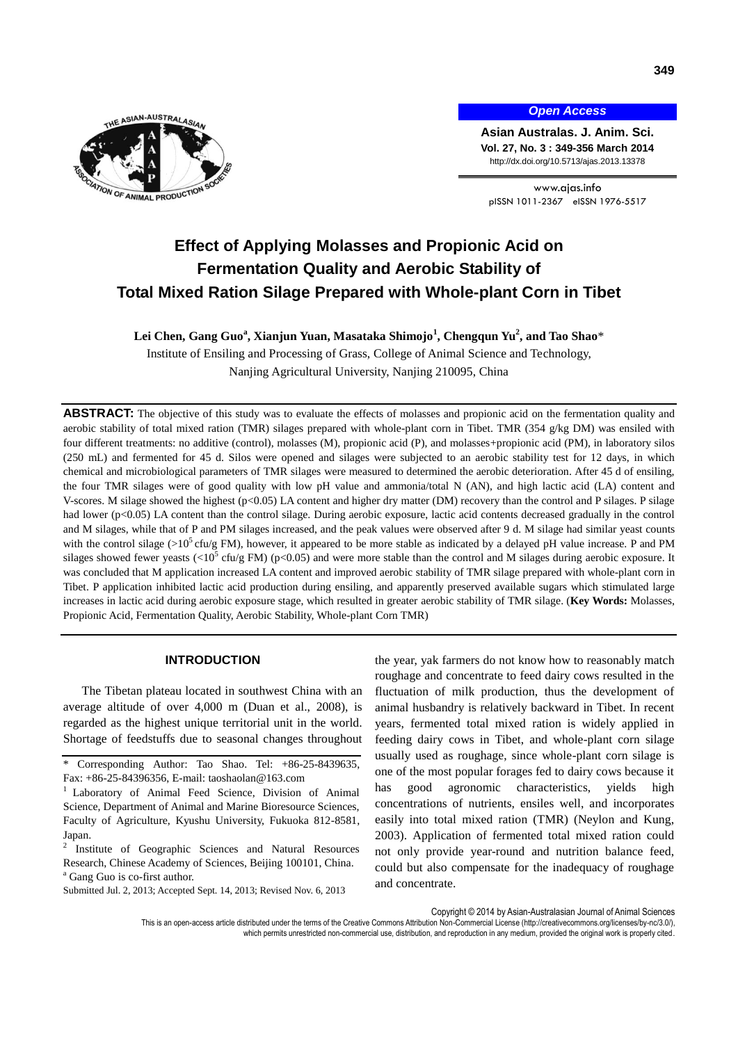# Effect of Applying Molasses and Propionic Acid on Fermentation Quality and Aerobic Stability of Total Mixed Ration Silage Prepared with Whole-plant Corn in Tibet

**Lei Chen, Gang Guo[a], Xianjun Yuan, Masataka Shimojo[1], Chengqun Yu[2], and Tao Shao***

Institute of Ensiling and Processing of Grass, College of Animal Science and Technology, Nanjing Agricultural University, Nanjing 210095, China

**ABSTRACT:** The objective of this study was to evaluate the effects of molasses and propionic acid on the fermentation quality and aerobic stability of total mixed ration (TMR) silages prepared with whole-plant corn in Tibet. TMR (354 g/kg DM) was ensiled with four different treatments: no additive (control), molasses (M), propionic acid (P), and molasses+propionic acid (PM), in laboratory silos (250 mL) and fermented for 45 d. Silos were opened and silages were subjected to an aerobic stability test for 12 days, in which chemical and microbiological parameters of TMR silages were measured to determined the aerobic deterioration. After 45 d of ensiling, the four TMR silages were of good quality with low pH value and ammonia/total N (AN), and high lactic acid (LA) content and V-scores. M silage showed the highest ($p<0.05$) LA content and higher dry matter (DM) recovery than the control and P silages. P silage had lower ($p<0.05$) LA content than the control silage. During aerobic exposure, lactic acid contents decreased gradually in the control and M silages, while that of P and PM silages increased, and the peak values were observed after 9 d. M silage had similar yeast counts with the control silage ($>10^5$ cfu/g FM), however, it appeared to be more stable as indicated by a delayed pH value increase. P and PM silages showed fewer yeasts ($<10^5$ cfu/g FM) ($p<0.05$) and were more stable than the control and M silages during aerobic exposure. It was concluded that M application increased LA content and improved aerobic stability of TMR silage prepared with whole-plant corn in Tibet. P application inhibited lactic acid production during ensiling, and apparently preserved available sugars which stimulated large increases in lactic acid during aerobic exposure stage, which resulted in greater aerobic stability of TMR silage. (**Key Words:** Molasses, Propionic Acid, Fermentation Quality, Aerobic Stability, Whole-plant Corn TMR)

## INTRODUCTION

The Tibetan plateau located in southwest China with an average altitude of over 4,000 m (Duan et al., 2008), is regarded as the highest unique territorial unit in the world. Shortage of feedstuffs due to seasonal changes throughout the year, yak farmers do not know how to reasonably match roughage and concentrate to feed dairy cows resulted in the fluctuation of milk production, thus the development of animal husbandry is relatively backward in Tibet. In recent years, fermented total mixed ration is widely applied in feeding dairy cows in Tibet, and whole-plant corn silage usually used as roughage, since whole-plant corn silage is one of the most popular forages fed to dairy cows because it has good agronomic characteristics, yields high concentrations of nutrients, ensiles well, and incorporates easily into total mixed ration (TMR) (Neylon and Kung, 2003). Application of fermented total mixed ration could not only provide year-round and nutrition balance feed, could but also compensate for the inadequacy of roughage and concentrate.

\* Corresponding Author: Tao Shao. Tel: +86-25-8439635, Fax: +86-25-84396356, E-mail: taoshaolan@163.com

[1] Laboratory of Animal Feed Science, Division of Animal Science, Department of Animal and Marine Bioresource Sciences, Faculty of Agriculture, Kyushu University, Fukuoka 812-8581, Japan.

[2] Institute of Geographic Sciences and Natural Resources Research, Chinese Academy of Sciences, Beijing 100101, China.

[a] Gang Guo is co-first author.

Submitted Jul. 2, 2013; Accepted Sept. 14, 2013; Revised Nov. 6, 2013

Copyright © 2014 by Asian-Australasian Journal of Animal Sciences

This is an open-access article distributed under the terms of the Creative Commons Attribution Non-Commercial License (http://creativecommons.org/licenses/by-nc/3.0/), which permits unrestricted non-commercial use, distribution, and reproduction in any medium, provided the original work is properly cited.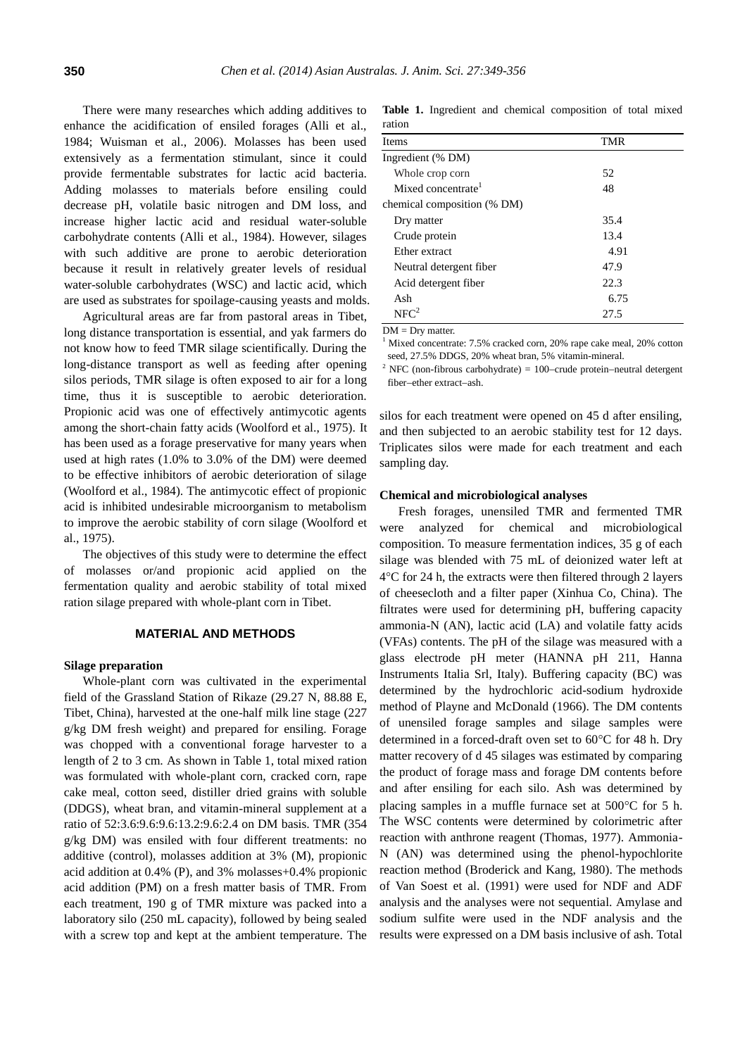There were many researches which adding additives to enhance the acidification of ensiled forages (Alli et al., 1984; Wuisman et al., 2006). Molasses has been used extensively as a fermentation stimulant, since it could provide fermentable substrates for lactic acid bacteria. Adding molasses to materials before ensiling could decrease pH, volatile basic nitrogen and DM loss, and increase higher lactic acid and residual water-soluble carbohydrate contents (Alli et al., 1984). However, silages with such additive are prone to aerobic deterioration because it result in relatively greater levels of residual water-soluble carbohydrates (WSC) and lactic acid, which are used as substrates for spoilage-causing yeasts and molds.

Agricultural areas are far from pastoral areas in Tibet, long distance transportation is essential, and yak farmers do not know how to feed TMR silage scientifically. During the long-distance transport as well as feeding after opening silos periods, TMR silage is often exposed to air for a long time, thus it is susceptible to aerobic deterioration. Propionic acid was one of effectively antimycotic agents among the short-chain fatty acids (Woolford et al., 1975). It has been used as a forage preservative for many years when used at high rates (1.0% to 3.0% of the DM) were deemed to be effective inhibitors of aerobic deterioration of silage (Woolford et al., 1984). The antimycotic effect of propionic acid is inhibited undesirable microorganism to metabolism to improve the aerobic stability of corn silage (Woolford et al., 1975).

The objectives of this study were to determine the effect of molasses or/and propionic acid applied on the fermentation quality and aerobic stability of total mixed ration silage prepared with whole-plant corn in Tibet.

## MATERIAL AND METHODS

### Silage preparation

Whole-plant corn was cultivated in the experimental field of the Grassland Station of Rikaze (29.27 N, 88.88 E, Tibet, China), harvested at the one-half milk line stage (227 g/kg DM fresh weight) and prepared for ensiling. Forage was chopped with a conventional forage harvester to a length of 2 to 3 cm. As shown in Table 1, total mixed ration was formulated with whole-plant corn, cracked corn, rape cake meal, cotton seed, distiller dried grains with soluble (DDGS), wheat bran, and vitamin-mineral supplement at a ratio of 52:3.6:9.6:9.6:13.2:9.6:2.4 on DM basis. TMR (354 g/kg DM) was ensiled with four different treatments: no additive (control), molasses addition at 3% (M), propionic acid addition at 0.4% (P), and 3% molasses+0.4% propionic acid addition (PM) on a fresh matter basis of TMR. From each treatment, 190 g of TMR mixture was packed into a laboratory silo (250 mL capacity), followed by being sealed with a screw top and kept at the ambient temperature. The silos for each treatment were opened on 45 d after ensiling, and then subjected to an aerobic stability test for 12 days. Triplicates silos were made for each treatment and each sampling day.

**Table 1.** Ingredient and chemical composition of total mixed ration

| Items | TMR |
|---|---|
| Ingredient (% DM) | |
| Whole crop corn | 52 |
| Mixed concentrate[1] | 48 |
| chemical composition (% DM) | |
| Dry matter | 35.4 |
| Crude protein | 13.4 |
| Ether extract | 4.91 |
| Neutral detergent fiber | 47.9 |
| Acid detergent fiber | 22.3 |
| Ash | 6.75 |
| NFC[2] | 27.5 |

DM = Dry matter.
[1] Mixed concentrate: 7.5% cracked corn, 20% rape cake meal, 20% cotton seed, 27.5% DDGS, 20% wheat bran, 5% vitamin-mineral.
[2] NFC (non-fibrous carbohydrate) = 100–crude protein–neutral detergent fiber–ether extract–ash.

### Chemical and microbiological analyses

Fresh forages, unensiled TMR and fermented TMR were analyzed for chemical and microbiological composition. To measure fermentation indices, 35 g of each silage was blended with 75 mL of deionized water left at 4°C for 24 h, the extracts were then filtered through 2 layers of cheesecloth and a filter paper (Xinhua Co, China). The filtrates were used for determining pH, buffering capacity ammonia-N (AN), lactic acid (LA) and volatile fatty acids (VFAs) contents. The pH of the silage was measured with a glass electrode pH meter (HANNA pH 211, Hanna Instruments Italia Srl, Italy). Buffering capacity (BC) was determined by the hydrochloric acid-sodium hydroxide method of Playne and McDonald (1966). The DM contents of unensiled forage samples and silage samples were determined in a forced-draft oven set to 60°C for 48 h. Dry matter recovery of d 45 silages was estimated by comparing the product of forage mass and forage DM contents before and after ensiling for each silo. Ash was determined by placing samples in a muffle furnace set at 500°C for 5 h. The WSC contents were determined by colorimetric after reaction with anthrone reagent (Thomas, 1977). Ammonia-N (AN) was determined using the phenol-hypochlorite reaction method (Broderick and Kang, 1980). The methods of Van Soest et al. (1991) were used for NDF and ADF analysis and the analyses were not sequential. Amylase and sodium sulfite were used in the NDF analysis and the results were expressed on a DM basis inclusive of ash. Total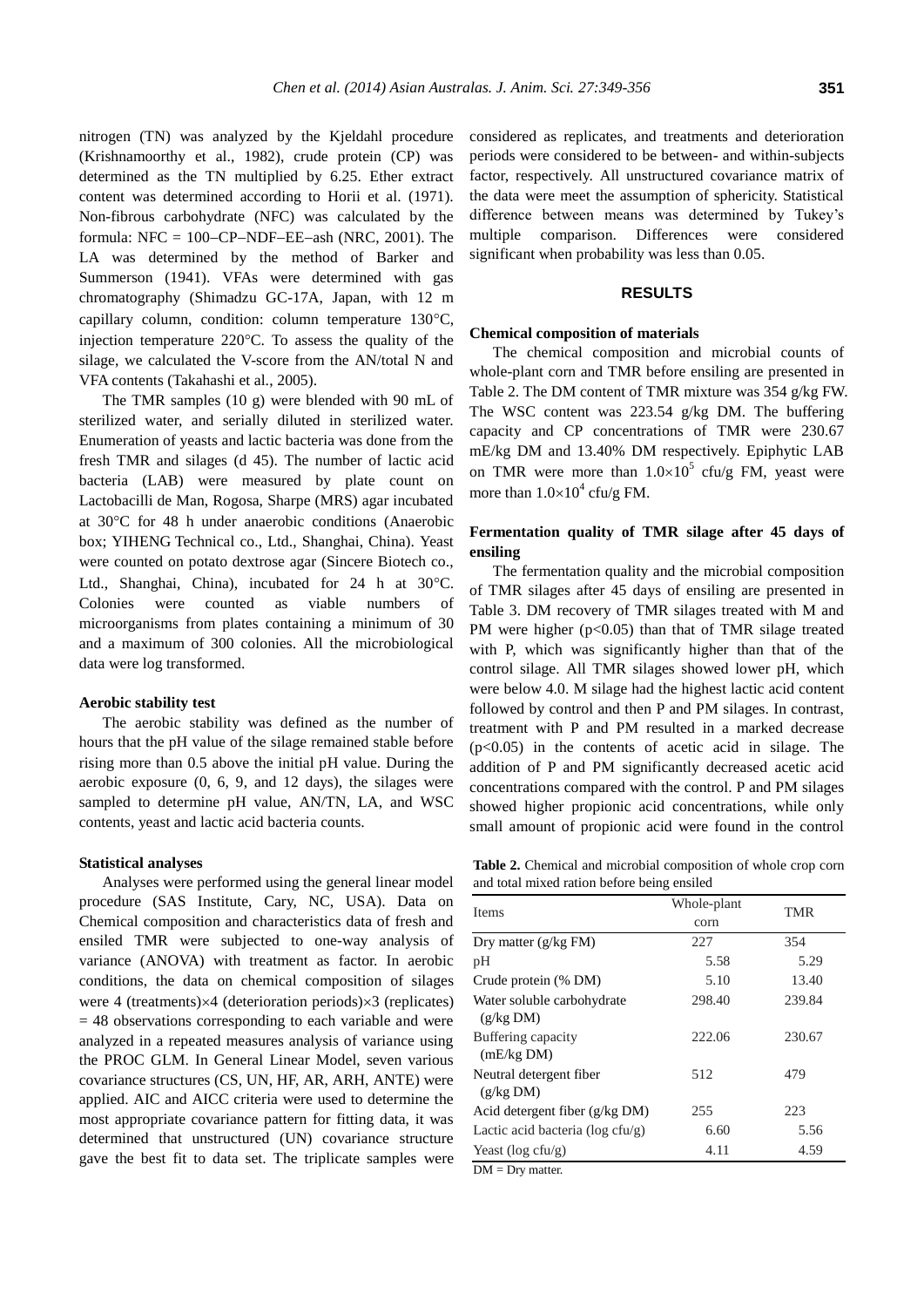nitrogen (TN) was analyzed by the Kjeldahl procedure (Krishnamoorthy et al., 1982), crude protein (CP) was determined as the TN multiplied by 6.25. Ether extract content was determined according to Horii et al. (1971). Non-fibrous carbohydrate (NFC) was calculated by the formula: NFC = 100−CP−NDF−EE−ash (NRC, 2001). The LA was determined by the method of Barker and Summerson (1941). VFAs were determined with gas chromatography (Shimadzu GC-17A, Japan, with 12 m capillary column, condition: column temperature 130°C, injection temperature 220°C. To assess the quality of the silage, we calculated the V-score from the AN/total N and VFA contents (Takahashi et al., 2005).

The TMR samples (10 g) were blended with 90 mL of sterilized water, and serially diluted in sterilized water. Enumeration of yeasts and lactic bacteria was done from the fresh TMR and silages (d 45). The number of lactic acid bacteria (LAB) were measured by plate count on Lactobacilli de Man, Rogosa, Sharpe (MRS) agar incubated at 30°C for 48 h under anaerobic conditions (Anaerobic box; YIHENG Technical co., Ltd., Shanghai, China). Yeast were counted on potato dextrose agar (Sincere Biotech co., Ltd., Shanghai, China), incubated for 24 h at 30°C. Colonies were counted as viable numbers of microorganisms from plates containing a minimum of 30 and a maximum of 300 colonies. All the microbiological data were log transformed.

### Aerobic stability test

The aerobic stability was defined as the number of hours that the pH value of the silage remained stable before rising more than 0.5 above the initial pH value. During the aerobic exposure (0, 6, 9, and 12 days), the silages were sampled to determine pH value, AN/TN, LA, and WSC contents, yeast and lactic acid bacteria counts.

### Statistical analyses

Analyses were performed using the general linear model procedure (SAS Institute, Cary, NC, USA). Data on Chemical composition and characteristics data of fresh and ensiled TMR were subjected to one-way analysis of variance (ANOVA) with treatment as factor. In aerobic conditions, the data on chemical composition of silages were 4 (treatments)×4 (deterioration periods)×3 (replicates) = 48 observations corresponding to each variable and were analyzed in a repeated measures analysis of variance using the PROC GLM. In General Linear Model, seven various covariance structures (CS, UN, HF, AR, ARH, ANTE) were applied. AIC and AICC criteria were used to determine the most appropriate covariance pattern for fitting data, it was determined that unstructured (UN) covariance structure gave the best fit to data set. The triplicate samples were considered as replicates, and treatments and deterioration periods were considered to be between- and within-subjects factor, respectively. All unstructured covariance matrix of the data were meet the assumption of sphericity. Statistical difference between means was determined by Tukey's multiple comparison. Differences were considered significant when probability was less than 0.05.

## RESULTS

### Chemical composition of materials

The chemical composition and microbial counts of whole-plant corn and TMR before ensiling are presented in Table 2. The DM content of TMR mixture was 354 g/kg FW. The WSC content was 223.54 g/kg DM. The buffering capacity and CP concentrations of TMR were 230.67 mE/kg DM and 13.40% DM respectively. Epiphytic LAB on TMR were more than $1.0\times10^5$ cfu/g FM, yeast were more than $1.0\times10^4$ cfu/g FM.

### Fermentation quality of TMR silage after 45 days of ensiling

The fermentation quality and the microbial composition of TMR silages after 45 days of ensiling are presented in Table 3. DM recovery of TMR silages treated with M and PM were higher ($p<0.05$) than that of TMR silage treated with P, which was significantly higher than that of the control silage. All TMR silages showed lower pH, which were below 4.0. M silage had the highest lactic acid content followed by control and then P and PM silages. In contrast, treatment with P and PM resulted in a marked decrease ($p<0.05$) in the contents of acetic acid in silage. The addition of P and PM significantly decreased acetic acid concentrations compared with the control. P and PM silages showed higher propionic acid concentrations, while only small amount of propionic acid were found in the control

**Table 2.** Chemical and microbial composition of whole crop corn and total mixed ration before being ensiled

| Items | Whole-plant corn | TMR |
|---|---|---|
| Dry matter (g/kg FM) | 227 | 354 |
| pH | 5.58 | 5.29 |
| Crude protein (% DM) | 5.10 | 13.40 |
| Water soluble carbohydrate (g/kg DM) | 298.40 | 239.84 |
| Buffering capacity (mE/kg DM) | 222.06 | 230.67 |
| Neutral detergent fiber (g/kg DM) | 512 | 479 |
| Acid detergent fiber (g/kg DM) | 255 | 223 |
| Lactic acid bacteria (log cfu/g) | 6.60 | 5.56 |
| Yeast (log cfu/g) | 4.11 | 4.59 |

DM = Dry matter.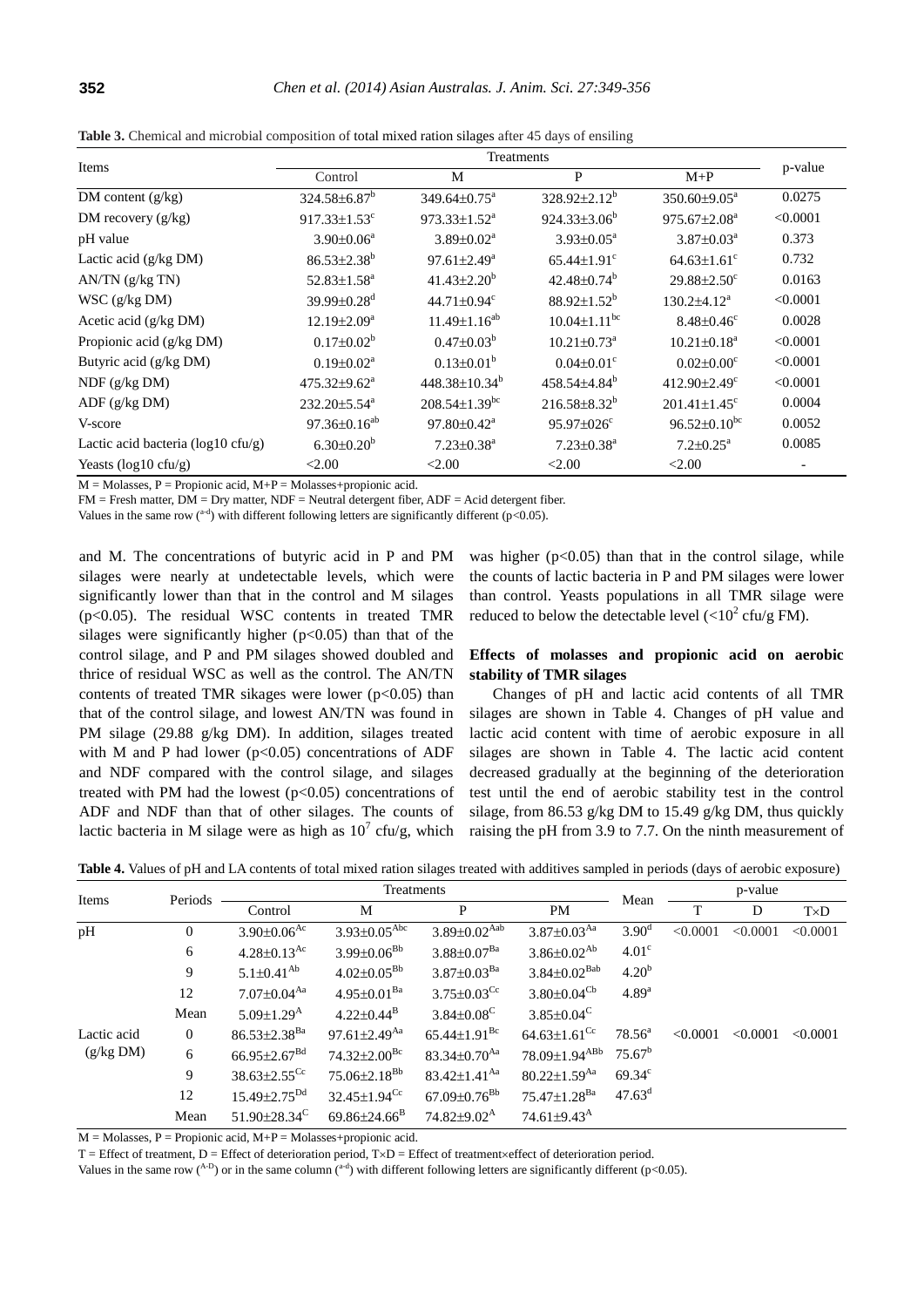**Table 3.** Chemical and microbial composition of total mixed ration silages after 45 days of ensiling

| Items | Treatments | | | | p-value |
|---|---|---|---|---|---|
| | Control | M | P | M+P | |
| DM content (g/kg) | 324.58±6.87$^{b}$ | 349.64±0.75$^{a}$ | 328.92±2.12$^{b}$ | 350.60±9.05$^{a}$ | 0.0275 |
| DM recovery (g/kg) | 917.33±1.53$^{c}$ | 973.33±1.52$^{a}$ | 924.33±3.06$^{b}$ | 975.67±2.08$^{a}$ | <0.0001 |
| pH value | 3.90±0.06$^{a}$ | 3.89±0.02$^{a}$ | 3.93±0.05$^{a}$ | 3.87±0.03$^{a}$ | 0.373 |
| Lactic acid (g/kg DM) | 86.53±2.38$^{b}$ | 97.61±2.49$^{a}$ | 65.44±1.91$^{c}$ | 64.63±1.61$^{c}$ | 0.732 |
| AN/TN (g/kg TN) | 52.83±1.58$^{a}$ | 41.43±2.20$^{b}$ | 42.48±0.74$^{b}$ | 29.88±2.50$^{c}$ | 0.0163 |
| WSC (g/kg DM) | 39.99±0.28$^{d}$ | 44.71±0.94$^{c}$ | 88.92±1.52$^{b}$ | 130.2±4.12$^{a}$ | <0.0001 |
| Acetic acid (g/kg DM) | 12.19±2.09$^{a}$ | 11.49±1.16$^{ab}$ | 10.04±1.11$^{bc}$ | 8.48±0.46$^{c}$ | 0.0028 |
| Propionic acid (g/kg DM) | 0.17±0.02$^{b}$ | 0.47±0.03$^{b}$ | 10.21±0.73$^{a}$ | 10.21±0.18$^{a}$ | <0.0001 |
| Butyric acid (g/kg DM) | 0.19±0.02$^{a}$ | 0.13±0.01$^{b}$ | 0.04±0.01$^{c}$ | 0.02±0.00$^{c}$ | <0.0001 |
| NDF (g/kg DM) | 475.32±9.62$^{a}$ | 448.38±10.34$^{b}$ | 458.54±4.84$^{b}$ | 412.90±2.49$^{c}$ | <0.0001 |
| ADF (g/kg DM) | 232.20±5.54$^{a}$ | 208.54±1.39$^{bc}$ | 216.58±8.32$^{b}$ | 201.41±1.45$^{c}$ | 0.0004 |
| V-score | 97.36±0.16$^{ab}$ | 97.80±0.42$^{a}$ | 95.97±026$^{c}$ | 96.52±0.10$^{bc}$ | 0.0052 |
| Lactic acid bacteria (log10 cfu/g) | 6.30±0.20$^{b}$ | 7.23±0.38$^{a}$ | 7.23±0.38$^{a}$ | 7.2±0.25$^{a}$ | 0.0085 |
| Yeasts (log10 cfu/g) | <2.00 | <2.00 | <2.00 | <2.00 | - |

M = Molasses, P = Propionic acid, M+P = Molasses+propionic acid.

FM = Fresh matter, DM = Dry matter, NDF = Neutral detergent fiber, ADF = Acid detergent fiber.

Values in the same row ($^{a-d}$) with different following letters are significantly different (p<0.05).

and M. The concentrations of butyric acid in P and PM silages were nearly at undetectable levels, which were significantly lower than that in the control and M silages (p<0.05). The residual WSC contents in treated TMR silages were significantly higher (p<0.05) than that of the control silage, and P and PM silages showed doubled and thrice of residual WSC as well as the control. The AN/TN contents of treated TMR sikages were lower (p<0.05) than that of the control silage, and lowest AN/TN was found in PM silage (29.88 g/kg DM). In addition, silages treated with M and P had lower (p<0.05) concentrations of ADF and NDF compared with the control silage, and silages treated with PM had the lowest (p<0.05) concentrations of ADF and NDF than that of other silages. The counts of lactic bacteria in M silage were as high as $10^{7}$ cfu/g, which was higher (p<0.05) than that in the control silage, while the counts of lactic bacteria in P and PM silages were lower than control. Yeasts populations in all TMR silage were reduced to below the detectable level (<$10^{2}$ cfu/g FM).

### Effects of molasses and propionic acid on aerobic stability of TMR silages

Changes of pH and lactic acid contents of all TMR silages are shown in Table 4. Changes of pH value and lactic acid content with time of aerobic exposure in all silages are shown in Table 4. The lactic acid content decreased gradually at the beginning of the deterioration test until the end of aerobic stability test in the control silage, from 86.53 g/kg DM to 15.49 g/kg DM, thus quickly raising the pH from 3.9 to 7.7. On the ninth measurement of

**Table 4.** Values of pH and LA contents of total mixed ration silages treated with additives sampled in periods (days of aerobic exposure)

| Items | Periods | Treatments | | | | Mean | p-value | | |
|---|---|---|---|---|---|---|---|---|---|
| | | Control | M | P | PM | | T | D | T×D |
| pH | 0 | 3.90±0.06$^{Ac}$ | 3.93±0.05$^{Abc}$ | 3.89±0.02$^{Aab}$ | 3.87±0.03$^{Aa}$ | 3.90$^{d}$ | <0.0001 | <0.0001 | <0.0001 |
| | 6 | 4.28±0.13$^{Ac}$ | 3.99±0.06$^{Bb}$ | 3.88±0.07$^{Ba}$ | 3.86±0.02$^{Ab}$ | 4.01$^{c}$ | | | |
| | 9 | 5.1±0.41$^{Ab}$ | 4.02±0.05$^{Bb}$ | 3.87±0.03$^{Ba}$ | 3.84±0.02$^{Bab}$ | 4.20$^{b}$ | | | |
| | 12 | 7.07±0.04$^{Aa}$ | 4.95±0.01$^{Ba}$ | 3.75±0.03$^{Cc}$ | 3.80±0.04$^{Cb}$ | 4.89$^{a}$ | | | |
| | Mean | 5.09±1.29$^{A}$ | 4.22±0.44$^{B}$ | 3.84±0.08$^{C}$ | 3.85±0.04$^{C}$ | | | | |
| Lactic acid (g/kg DM) | 0 | 86.53±2.38$^{Ba}$ | 97.61±2.49$^{Aa}$ | 65.44±1.91$^{Bc}$ | 64.63±1.61$^{Cc}$ | 78.56$^{a}$ | <0.0001 | <0.0001 | <0.0001 |
| | 6 | 66.95±2.67$^{Bd}$ | 74.32±2.00$^{Bc}$ | 83.34±0.70$^{Aa}$ | 78.09±1.94$^{ABb}$ | 75.67$^{b}$ | | | |
| | 9 | 38.63±2.55$^{Cc}$ | 75.06±2.18$^{Bb}$ | 83.42±1.41$^{Aa}$ | 80.22±1.59$^{Aa}$ | 69.34$^{c}$ | | | |
| | 12 | 15.49±2.75$^{Dd}$ | 32.45±1.94$^{Cc}$ | 67.09±0.76$^{Bb}$ | 75.47±1.28$^{Ba}$ | 47.63$^{d}$ | | | |
| | Mean | 51.90±28.34$^{C}$ | 69.86±24.66$^{B}$ | 74.82±9.02$^{A}$ | 74.61±9.43$^{A}$ | | | | |

M = Molasses, P = Propionic acid, M+P = Molasses+propionic acid.

T = Effect of treatment, D = Effect of deterioration period, T×D = Effect of treatment×effect of deterioration period.

Values in the same row ($^{A-D}$) or in the same column ($^{a-d}$) with different following letters are significantly different (p<0.05).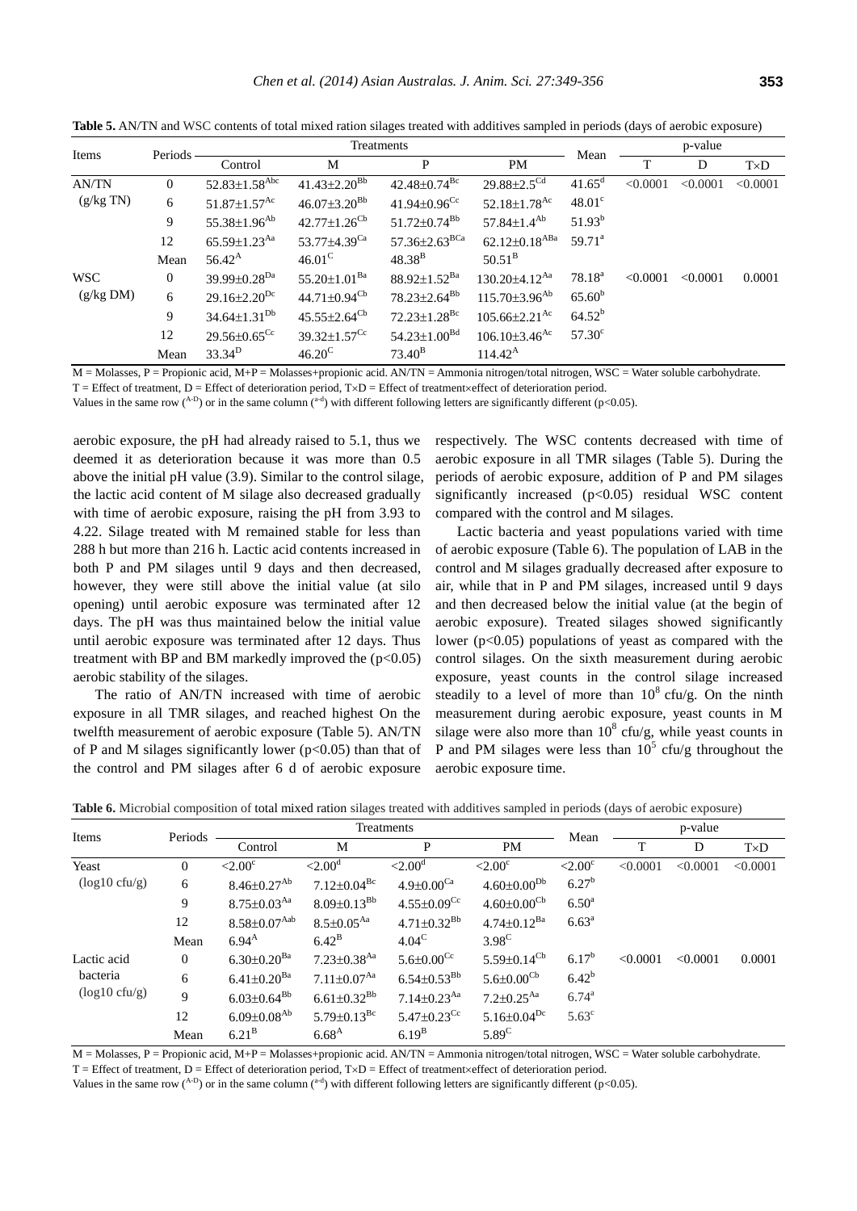**Table 5.** AN/TN and WSC contents of total mixed ration silages treated with additives sampled in periods (days of aerobic exposure)

| Items | Periods | Treatments | | | | Mean | p-value | | |
|---|---|---|---|---|---|---|---|---|---|
| | | Control | M | P | PM | | T | D | T×D |
| AN/TN (g/kg TN) | 0 | 52.83±1.58$^{Abc}$ | 41.43±2.20$^{Bb}$ | 42.48±0.74$^{Bc}$ | 29.88±2.5$^{Cd}$ | 41.65$^{d}$ | <0.0001 | <0.0001 | <0.0001 |
| | 6 | 51.87±1.57$^{Ac}$ | 46.07±3.20$^{Bb}$ | 41.94±0.96$^{Cc}$ | 52.18±1.78$^{Ac}$ | 48.01$^{c}$ | | | |
| | 9 | 55.38±1.96$^{Ab}$ | 42.77±1.26$^{Cb}$ | 51.72±0.74$^{Bb}$ | 57.84±1.4$^{Ab}$ | 51.93$^{b}$ | | | |
| | 12 | 65.59±1.23$^{Aa}$ | 53.77±4.39$^{Ca}$ | 57.36±2.63$^{BCa}$ | 62.12±0.18$^{ABa}$ | 59.71$^{a}$ | | | |
| | Mean | 56.42$^{A}$ | 46.01$^{C}$ | 48.38$^{B}$ | 50.51$^{B}$ | | | | |
| WSC (g/kg DM) | 0 | 39.99±0.28$^{Da}$ | 55.20±1.01$^{Ba}$ | 88.92±1.52$^{Ba}$ | 130.20±4.12$^{Aa}$ | 78.18$^{a}$ | <0.0001 | <0.0001 | 0.0001 |
| | 6 | 29.16±2.20$^{Dc}$ | 44.71±0.94$^{Cb}$ | 78.23±2.64$^{Bb}$ | 115.70±3.96$^{Ab}$ | 65.60$^{b}$ | | | |
| | 9 | 34.64±1.31$^{Db}$ | 45.55±2.64$^{Cb}$ | 72.23±1.28$^{Bc}$ | 105.66±2.21$^{Ac}$ | 64.52$^{b}$ | | | |
| | 12 | 29.56±0.65$^{Cc}$ | 39.32±1.57$^{Cc}$ | 54.23±1.00$^{Bd}$ | 106.10±3.46$^{Ac}$ | 57.30$^{c}$ | | | |
| | Mean | 33.34$^{D}$ | 46.20$^{C}$ | 73.40$^{B}$ | 114.42$^{A}$ | | | | |

M = Molasses, P = Propionic acid, M+P = Molasses+propionic acid. AN/TN = Ammonia nitrogen/total nitrogen, WSC = Water soluble carbohydrate.
T = Effect of treatment, D = Effect of deterioration period, T×D = Effect of treatment×effect of deterioration period.
Values in the same row ($^{A-D}$) or in the same column ($^{a-d}$) with different following letters are significantly different (p<0.05).

aerobic exposure, the pH had already raised to 5.1, thus we deemed it as deterioration because it was more than 0.5 above the initial pH value (3.9). Similar to the control silage, the lactic acid content of M silage also decreased gradually with time of aerobic exposure, raising the pH from 3.93 to 4.22. Silage treated with M remained stable for less than 288 h but more than 216 h. Lactic acid contents increased in both P and PM silages until 9 days and then decreased, however, they were still above the initial value (at silo opening) until aerobic exposure was terminated after 12 days. The pH was thus maintained below the initial value until aerobic exposure was terminated after 12 days. Thus treatment with BP and BM markedly improved the (p<0.05) aerobic stability of the silages.

The ratio of AN/TN increased with time of aerobic exposure in all TMR silages, and reached highest On the twelfth measurement of aerobic exposure (Table 5). AN/TN of P and M silages significantly lower (p<0.05) than that of the control and PM silages after 6 d of aerobic exposure respectively. The WSC contents decreased with time of aerobic exposure in all TMR silages (Table 5). During the periods of aerobic exposure, addition of P and PM silages significantly increased (p<0.05) residual WSC content compared with the control and M silages.

Lactic bacteria and yeast populations varied with time of aerobic exposure (Table 6). The population of LAB in the control and M silages gradually decreased after exposure to air, while that in P and PM silages, increased until 9 days and then decreased below the initial value (at the begin of aerobic exposure). Treated silages showed significantly lower (p<0.05) populations of yeast as compared with the control silages. On the sixth measurement during aerobic exposure, yeast counts in the control silage increased steadily to a level of more than $10^8$ cfu/g. On the ninth measurement during aerobic exposure, yeast counts in M silage were also more than $10^8$ cfu/g, while yeast counts in P and PM silages were less than $10^5$ cfu/g throughout the aerobic exposure time.

**Table 6.** Microbial composition of total mixed ration silages treated with additives sampled in periods (days of aerobic exposure)

| Items | Periods | Treatments | | | | Mean | p-value | | |
|---|---|---|---|---|---|---|---|---|---|
| | | Control | M | P | PM | | T | D | T×D |
| Yeast (log10 cfu/g) | 0 | <2.00$^{c}$ | <2.00$^{d}$ | <2.00$^{d}$ | <2.00$^{c}$ | <2.00$^{c}$ | <0.0001 | <0.0001 | <0.0001 |
| | 6 | 8.46±0.27$^{Ab}$ | 7.12±0.04$^{Bc}$ | 4.9±0.00$^{Ca}$ | 4.60±0.00$^{Db}$ | 6.27$^{b}$ | | | |
| | 9 | 8.75±0.03$^{Aa}$ | 8.09±0.13$^{Bb}$ | 4.55±0.09$^{Cc}$ | 4.60±0.00$^{Cb}$ | 6.50$^{a}$ | | | |
| | 12 | 8.58±0.07$^{Aab}$ | 8.5±0.05$^{Aa}$ | 4.71±0.32$^{Bb}$ | 4.74±0.12$^{Ba}$ | 6.63$^{a}$ | | | |
| | Mean | 6.94$^{A}$ | 6.42$^{B}$ | 4.04$^{C}$ | 3.98$^{C}$ | | | | |
| Lactic acid bacteria (log10 cfu/g) | 0 | 6.30±0.20$^{Ba}$ | 7.23±0.38$^{Aa}$ | 5.6±0.00$^{Cc}$ | 5.59±0.14$^{Cb}$ | 6.17$^{b}$ | <0.0001 | <0.0001 | 0.0001 |
| | 6 | 6.41±0.20$^{Ba}$ | 7.11±0.07$^{Aa}$ | 6.54±0.53$^{Bb}$ | 5.6±0.00$^{Cb}$ | 6.42$^{b}$ | | | |
| | 9 | 6.03±0.64$^{Bb}$ | 6.61±0.32$^{Bb}$ | 7.14±0.23$^{Aa}$ | 7.2±0.25$^{Aa}$ | 6.74$^{a}$ | | | |
| | 12 | 6.09±0.08$^{Ab}$ | 5.79±0.13$^{Bc}$ | 5.47±0.23$^{Cc}$ | 5.16±0.04$^{Dc}$ | 5.63$^{c}$ | | | |
| | Mean | 6.21$^{B}$ | 6.68$^{A}$ | 6.19$^{B}$ | 5.89$^{C}$ | | | | |

M = Molasses, P = Propionic acid, M+P = Molasses+propionic acid. AN/TN = Ammonia nitrogen/total nitrogen, WSC = Water soluble carbohydrate.
T = Effect of treatment, D = Effect of deterioration period, T×D = Effect of treatment×effect of deterioration period.
Values in the same row ($^{A-D}$) or in the same column ($^{a-d}$) with different following letters are significantly different (p<0.05).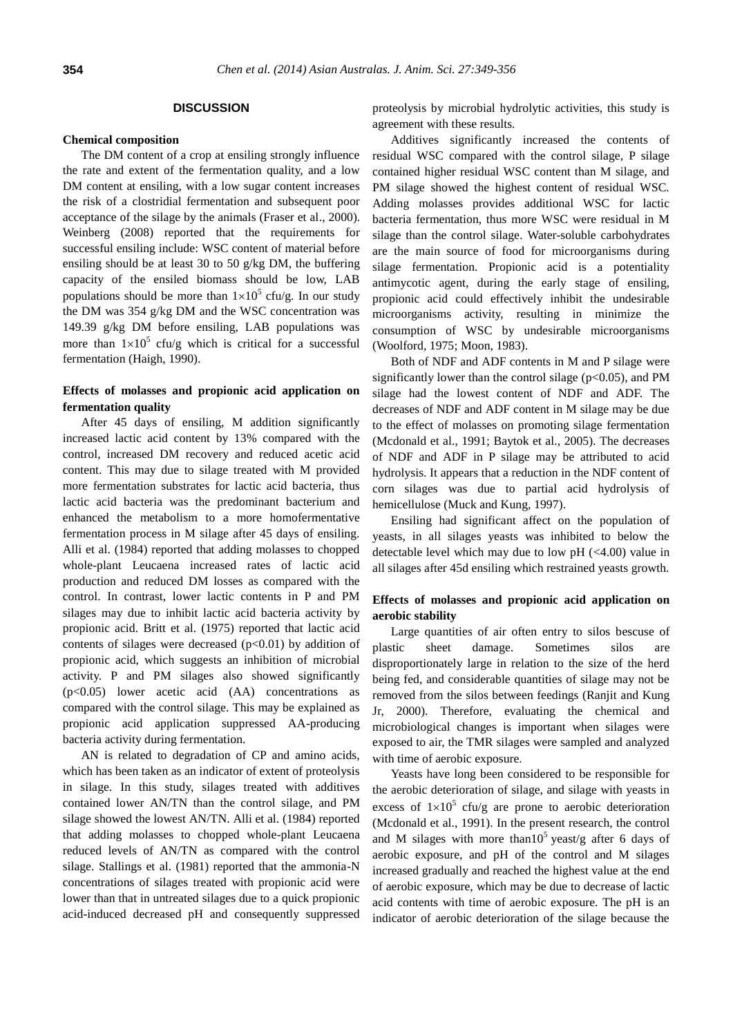## DISCUSSION

### Chemical composition

The DM content of a crop at ensiling strongly influence the rate and extent of the fermentation quality, and a low DM content at ensiling, with a low sugar content increases the risk of a clostridial fermentation and subsequent poor acceptance of the silage by the animals (Fraser et al., 2000). Weinberg (2008) reported that the requirements for successful ensiling include: WSC content of material before ensiling should be at least 30 to 50 g/kg DM, the buffering capacity of the ensiled biomass should be low, LAB populations should be more than $1\times10^5$ cfu/g. In our study the DM was 354 g/kg DM and the WSC concentration was 149.39 g/kg DM before ensiling, LAB populations was more than $1\times10^5$ cfu/g which is critical for a successful fermentation (Haigh, 1990).

### Effects of molasses and propionic acid application on fermentation quality

After 45 days of ensiling, M addition significantly increased lactic acid content by 13% compared with the control, increased DM recovery and reduced acetic acid content. This may due to silage treated with M provided more fermentation substrates for lactic acid bacteria, thus lactic acid bacteria was the predominant bacterium and enhanced the metabolism to a more homofermentative fermentation process in M silage after 45 days of ensiling. Alli et al. (1984) reported that adding molasses to chopped whole-plant Leucaena increased rates of lactic acid production and reduced DM losses as compared with the control. In contrast, lower lactic contents in P and PM silages may due to inhibit lactic acid bacteria activity by propionic acid. Britt et al. (1975) reported that lactic acid contents of silages were decreased ($p<0.01$) by addition of propionic acid, which suggests an inhibition of microbial activity. P and PM silages also showed significantly ($p<0.05$) lower acetic acid (AA) concentrations as compared with the control silage. This may be explained as propionic acid application suppressed AA-producing bacteria activity during fermentation.

AN is related to degradation of CP and amino acids, which has been taken as an indicator of extent of proteolysis in silage. In this study, silages treated with additives contained lower AN/TN than the control silage, and PM silage showed the lowest AN/TN. Alli et al. (1984) reported that adding molasses to chopped whole-plant Leucaena reduced levels of AN/TN as compared with the control silage. Stallings et al. (1981) reported that the ammonia-N concentrations of silages treated with propionic acid were lower than that in untreated silages due to a quick propionic acid-induced decreased pH and consequently suppressed proteolysis by microbial hydrolytic activities, this study is agreement with these results.

Additives significantly increased the contents of residual WSC compared with the control silage, P silage contained higher residual WSC content than M silage, and PM silage showed the highest content of residual WSC. Adding molasses provides additional WSC for lactic bacteria fermentation, thus more WSC were residual in M silage than the control silage. Water-soluble carbohydrates are the main source of food for microorganisms during silage fermentation. Propionic acid is a potentiality antimycotic agent, during the early stage of ensiling, propionic acid could effectively inhibit the undesirable microorganisms activity, resulting in minimize the consumption of WSC by undesirable microorganisms (Woolford, 1975; Moon, 1983).

Both of NDF and ADF contents in M and P silage were significantly lower than the control silage ($p<0.05$), and PM silage had the lowest content of NDF and ADF. The decreases of NDF and ADF content in M silage may be due to the effect of molasses on promoting silage fermentation (Mcdonald et al., 1991; Baytok et al., 2005). The decreases of NDF and ADF in P silage may be attributed to acid hydrolysis. It appears that a reduction in the NDF content of corn silages was due to partial acid hydrolysis of hemicellulose (Muck and Kung, 1997).

Ensiling had significant affect on the population of yeasts, in all silages yeasts was inhibited to below the detectable level which may due to low pH (<4.00) value in all silages after 45d ensiling which restrained yeasts growth.

### Effects of molasses and propionic acid application on aerobic stability

Large quantities of air often entry to silos bescuse of plastic sheet damage. Sometimes silos are disproportionately large in relation to the size of the herd being fed, and considerable quantities of silage may not be removed from the silos between feedings (Ranjit and Kung Jr, 2000). Therefore, evaluating the chemical and microbiological changes is important when silages were exposed to air, the TMR silages were sampled and analyzed with time of aerobic exposure.

Yeasts have long been considered to be responsible for the aerobic deterioration of silage, and silage with yeasts in excess of $1\times10^5$ cfu/g are prone to aerobic deterioration (Mcdonald et al., 1991). In the present research, the control and M silages with more than$10^5$ yeast/g after 6 days of aerobic exposure, and pH of the control and M silages increased gradually and reached the highest value at the end of aerobic exposure, which may be due to decrease of lactic acid contents with time of aerobic exposure. The pH is an indicator of aerobic deterioration of the silage because the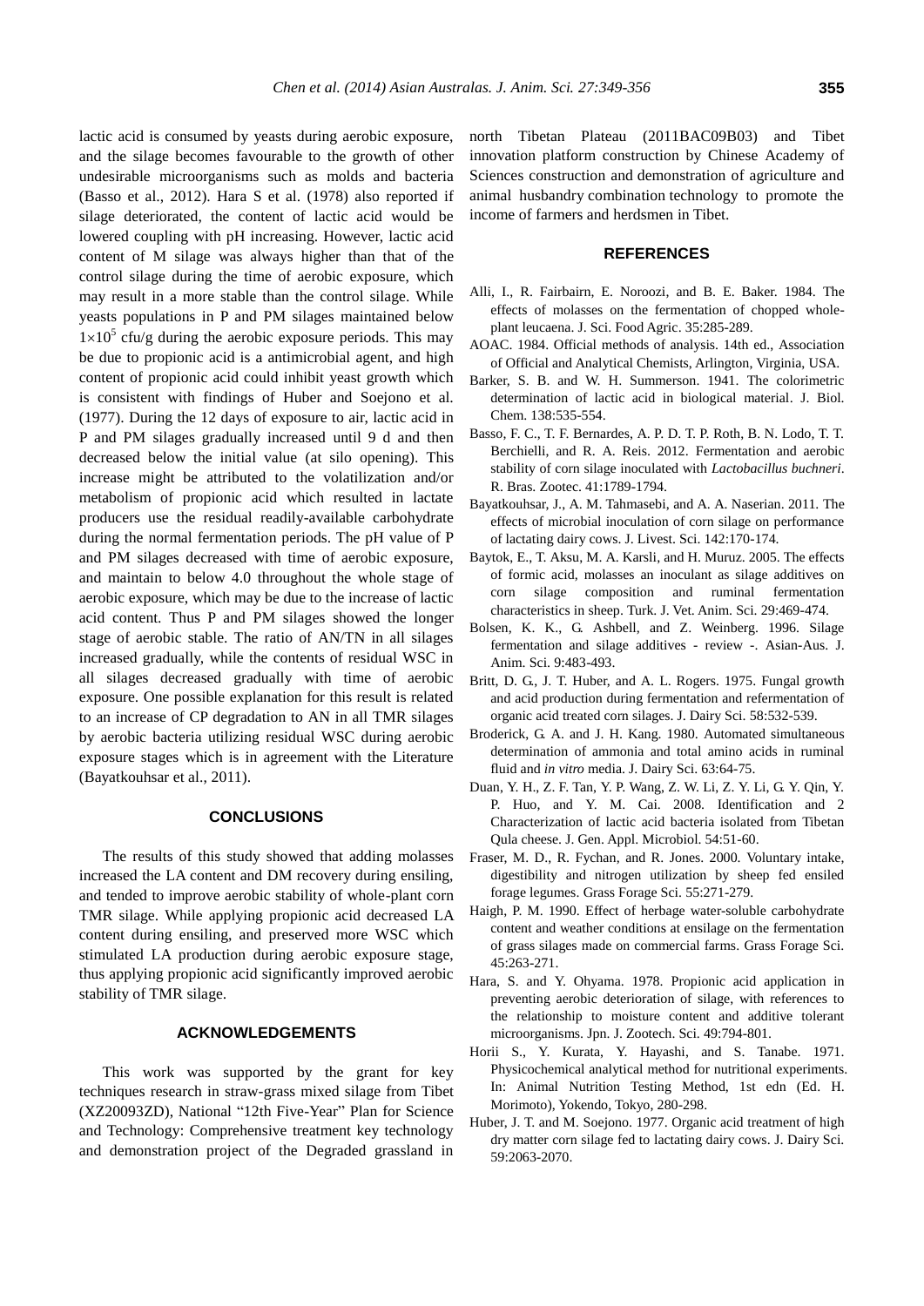lactic acid is consumed by yeasts during aerobic exposure, and the silage becomes favourable to the growth of other undesirable microorganisms such as molds and bacteria (Basso et al., 2012). Hara S et al. (1978) also reported if silage deteriorated, the content of lactic acid would be lowered coupling with pH increasing. However, lactic acid content of M silage was always higher than that of the control silage during the time of aerobic exposure, which may result in a more stable than the control silage. While yeasts populations in P and PM silages maintained below $1\times10^5$ cfu/g during the aerobic exposure periods. This may be due to propionic acid is a antimicrobial agent, and high content of propionic acid could inhibit yeast growth which is consistent with findings of Huber and Soejono et al. (1977). During the 12 days of exposure to air, lactic acid in P and PM silages gradually increased until 9 d and then decreased below the initial value (at silo opening). This increase might be attributed to the volatilization and/or metabolism of propionic acid which resulted in lactate producers use the residual readily-available carbohydrate during the normal fermentation periods. The pH value of P and PM silages decreased with time of aerobic exposure, and maintain to below 4.0 throughout the whole stage of aerobic exposure, which may be due to the increase of lactic acid content. Thus P and PM silages showed the longer stage of aerobic stable. The ratio of AN/TN in all silages increased gradually, while the contents of residual WSC in all silages decreased gradually with time of aerobic exposure. One possible explanation for this result is related to an increase of CP degradation to AN in all TMR silages by aerobic bacteria utilizing residual WSC during aerobic exposure stages which is in agreement with the Literature (Bayatkouhsar et al., 2011).

## CONCLUSIONS

The results of this study showed that adding molasses increased the LA content and DM recovery during ensiling, and tended to improve aerobic stability of whole-plant corn TMR silage. While applying propionic acid decreased LA content during ensiling, and preserved more WSC which stimulated LA production during aerobic exposure stage, thus applying propionic acid significantly improved aerobic stability of TMR silage.

## ACKNOWLEDGEMENTS

This work was supported by the grant for key techniques research in straw-grass mixed silage from Tibet (XZ20093ZD), National "12th Five-Year" Plan for Science and Technology: Comprehensive treatment key technology and demonstration project of the Degraded grassland in north Tibetan Plateau (2011BAC09B03) and Tibet innovation platform construction by Chinese Academy of Sciences construction and demonstration of agriculture and animal husbandry combination technology to promote the income of farmers and herdsmen in Tibet.

## REFERENCES

Alli, I., R. Fairbairn, E. Noroozi, and B. E. Baker. 1984. The effects of molasses on the fermentation of chopped whole-plant leucaena. J. Sci. Food Agric. 35:285-289.

AOAC. 1984. Official methods of analysis. 14th ed., Association of Official and Analytical Chemists, Arlington, Virginia, USA.

Barker, S. B. and W. H. Summerson. 1941. The colorimetric determination of lactic acid in biological material. J. Biol. Chem. 138:535-554.

Basso, F. C., T. F. Bernardes, A. P. D. T. P. Roth, B. N. Lodo, T. T. Berchielli, and R. A. Reis. 2012. Fermentation and aerobic stability of corn silage inoculated with *Lactobacillus buchneri*. R. Bras. Zootec. 41:1789-1794.

Bayatkouhsar, J., A. M. Tahmasebi, and A. A. Naserian. 2011. The effects of microbial inoculation of corn silage on performance of lactating dairy cows. J. Livest. Sci. 142:170-174.

Baytok, E., T. Aksu, M. A. Karsli, and H. Muruz. 2005. The effects of formic acid, molasses an inoculant as silage additives on corn silage composition and ruminal fermentation characteristics in sheep. Turk. J. Vet. Anim. Sci. 29:469-474.

Bolsen, K. K., G. Ashbell, and Z. Weinberg. 1996. Silage fermentation and silage additives - review -. Asian-Aus. J. Anim. Sci. 9:483-493.

Britt, D. G., J. T. Huber, and A. L. Rogers. 1975. Fungal growth and acid production during fermentation and refermentation of organic acid treated corn silages. J. Dairy Sci. 58:532-539.

Broderick, G. A. and J. H. Kang. 1980. Automated simultaneous determination of ammonia and total amino acids in ruminal fluid and *in vitro* media. J. Dairy Sci. 63:64-75.

Duan, Y. H., Z. F. Tan, Y. P. Wang, Z. W. Li, Z. Y. Li, G. Y. Qin, Y. P. Huo, and Y. M. Cai. 2008. Identification and 2 Characterization of lactic acid bacteria isolated from Tibetan Qula cheese. J. Gen. Appl. Microbiol. 54:51-60.

Fraser, M. D., R. Fychan, and R. Jones. 2000. Voluntary intake, digestibility and nitrogen utilization by sheep fed ensiled forage legumes. Grass Forage Sci. 55:271-279.

Haigh, P. M. 1990. Effect of herbage water-soluble carbohydrate content and weather conditions at ensilage on the fermentation of grass silages made on commercial farms. Grass Forage Sci. 45:263-271.

Hara, S. and Y. Ohyama. 1978. Propionic acid application in preventing aerobic deterioration of silage, with references to the relationship to moisture content and additive tolerant microorganisms. Jpn. J. Zootech. Sci. 49:794-801.

Horii S., Y. Kurata, Y. Hayashi, and S. Tanabe. 1971. Physicochemical analytical method for nutritional experiments. In: Animal Nutrition Testing Method, 1st edn (Ed. H. Morimoto), Yokendo, Tokyo, 280-298.

Huber, J. T. and M. Soejono. 1977. Organic acid treatment of high dry matter corn silage fed to lactating dairy cows. J. Dairy Sci. 59:2063-2070.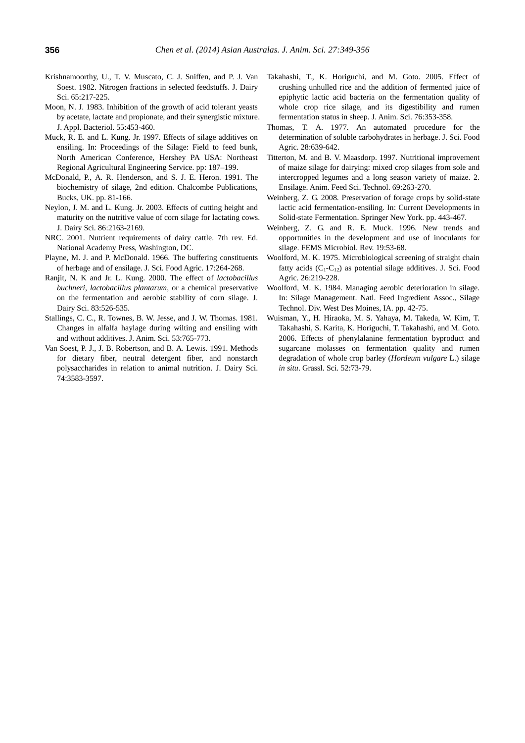Krishnamoorthy, U., T. V. Muscato, C. J. Sniffen, and P. J. Van Soest. 1982. Nitrogen fractions in selected feedstuffs. J. Dairy Sci. 65:217-225.

Moon, N. J. 1983. Inhibition of the growth of acid tolerant yeasts by acetate, lactate and propionate, and their synergistic mixture. J. Appl. Bacteriol. 55:453-460.

Muck, R. E. and L. Kung. Jr. 1997. Effects of silage additives on ensiling. In: Proceedings of the Silage: Field to feed bunk, North American Conference, Hershey PA USA: Northeast Regional Agricultural Engineering Service. pp: 187–199.

McDonald, P., A. R. Henderson, and S. J. E. Heron. 1991. The biochemistry of silage, 2nd edition. Chalcombe Publications, Bucks, UK. pp. 81-166.

Neylon, J. M. and L. Kung. Jr. 2003. Effects of cutting height and maturity on the nutritive value of corn silage for lactating cows. J. Dairy Sci. 86:2163-2169.

NRC. 2001. Nutrient requirements of dairy cattle. 7th rev. Ed. National Academy Press, Washington, DC.

Playne, M. J. and P. McDonald. 1966. The buffering constituents of herbage and of ensilage. J. Sci. Food Agric. 17:264-268.

Ranjit, N. K and Jr. L. Kung. 2000. The effect of *lactobacillus buchneri*, *lactobacillus plantarum*, or a chemical preservative on the fermentation and aerobic stability of corn silage. J. Dairy Sci. 83:526-535.

Stallings, C. C., R. Townes, B. W. Jesse, and J. W. Thomas. 1981. Changes in alfalfa haylage during wilting and ensiling with and without additives. J. Anim. Sci. 53:765-773.

Van Soest, P. J., J. B. Robertson, and B. A. Lewis. 1991. Methods for dietary fiber, neutral detergent fiber, and nonstarch polysaccharides in relation to animal nutrition. J. Dairy Sci. 74:3583-3597.

Takahashi, T., K. Horiguchi, and M. Goto. 2005. Effect of crushing unhulled rice and the addition of fermented juice of epiphytic lactic acid bacteria on the fermentation quality of whole crop rice silage, and its digestibility and rumen fermentation status in sheep. J. Anim. Sci. 76:353-358.

Thomas, T. A. 1977. An automated procedure for the determination of soluble carbohydrates in herbage. J. Sci. Food Agric. 28:639-642.

Titterton, M. and B. V. Maasdorp. 1997. Nutritional improvement of maize silage for dairying: mixed crop silages from sole and intercropped legumes and a long season variety of maize. 2. Ensilage. Anim. Feed Sci. Technol. 69:263-270.

Weinberg, Z. G. 2008. Preservation of forage crops by solid-state lactic acid fermentation-ensiling. In: Current Developments in Solid-state Fermentation. Springer New York. pp. 443-467.

Weinberg, Z. G. and R. E. Muck. 1996. New trends and opportunities in the development and use of inoculants for silage. FEMS Microbiol. Rev. 19:53-68.

Woolford, M. K. 1975. Microbiological screening of straight chain fatty acids ($C_1$-$C_{12}$) as potential silage additives. J. Sci. Food Agric. 26:219-228.

Woolford, M. K. 1984. Managing aerobic deterioration in silage. In: Silage Management. Natl. Feed Ingredient Assoc., Silage Technol. Div. West Des Moines, IA. pp. 42-75.

Wuisman, Y., H. Hiraoka, M. S. Yahaya, M. Takeda, W. Kim, T. Takahashi, S. Karita, K. Horiguchi, T. Takahashi, and M. Goto. 2006. Effects of phenylalanine fermentation byproduct and sugarcane molasses on fermentation quality and rumen degradation of whole crop barley (*Hordeum vulgare* L.) silage *in situ*. Grassl. Sci. 52:73-79.